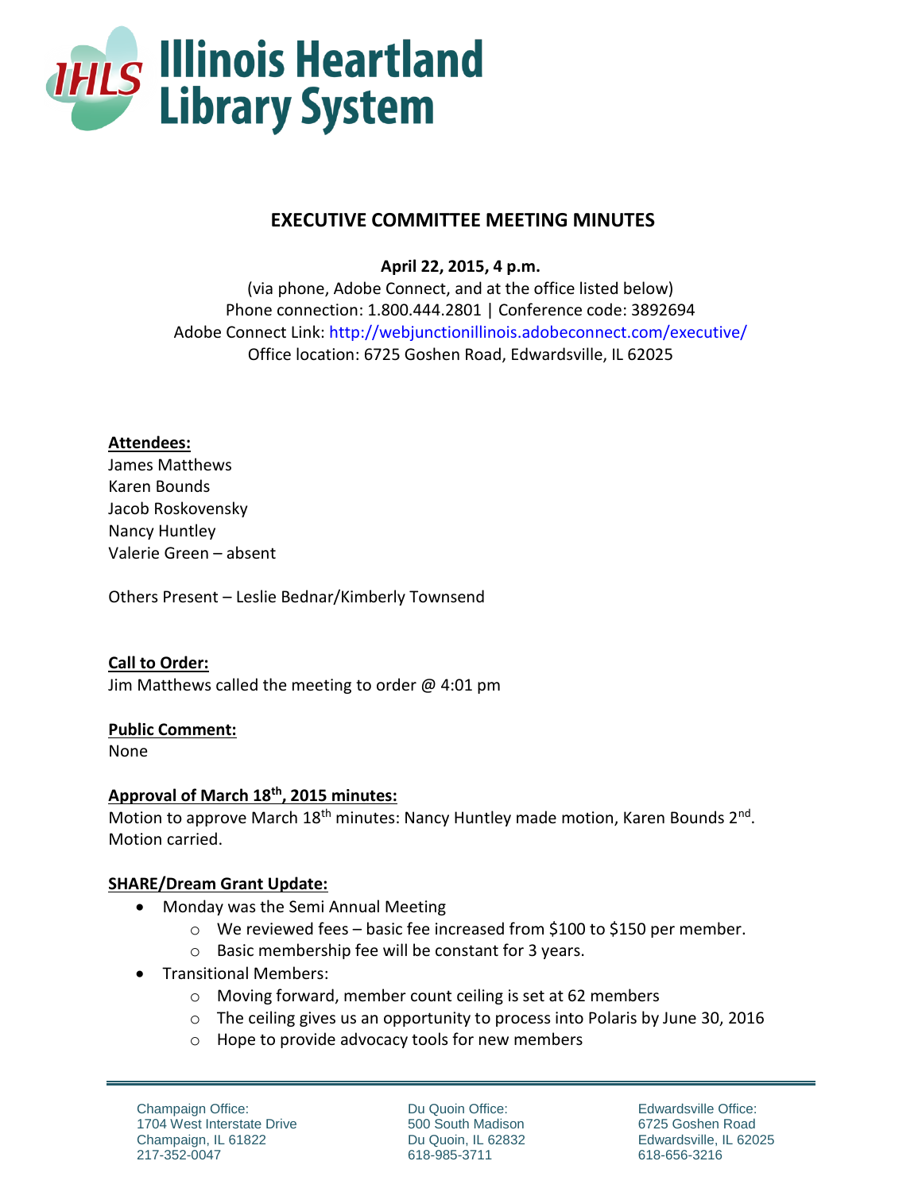# Illinois Heartland Library System

## EXECUTIVE COMMITTEE MEETING MINUTES

**April 22, 2015, 4 p.m.**

(via phone, Adobe Connect, and at the office listed below)
Phone connection: 1.800.444.2801 | Conference code: 3892694
Adobe Connect Link: http://webjunctionillinois.adobeconnect.com/executive/
Office location: 6725 Goshen Road, Edwardsville, IL 62025

**Attendees:**

James Matthews
Karen Bounds
Jacob Roskovensky
Nancy Huntley
Valerie Green – absent

Others Present – Leslie Bednar/Kimberly Townsend

**Call to Order:**

Jim Matthews called the meeting to order @ 4:01 pm

**Public Comment:**

None

**Approval of March 18th, 2015 minutes:**

Motion to approve March 18th minutes: Nancy Huntley made motion, Karen Bounds 2nd. Motion carried.

**SHARE/Dream Grant Update:**

- Monday was the Semi Annual Meeting
  - We reviewed fees – basic fee increased from $100 to $150 per member.
  - Basic membership fee will be constant for 3 years.
- Transitional Members:
  - Moving forward, member count ceiling is set at 62 members
  - The ceiling gives us an opportunity to process into Polaris by June 30, 2016
  - Hope to provide advocacy tools for new members

Champaign Office:
1704 West Interstate Drive
Champaign, IL 61822
217-352-0047

Du Quoin Office:
500 South Madison
Du Quoin, IL 62832
618-985-3711

Edwardsville Office:
6725 Goshen Road
Edwardsville, IL 62025
618-656-3216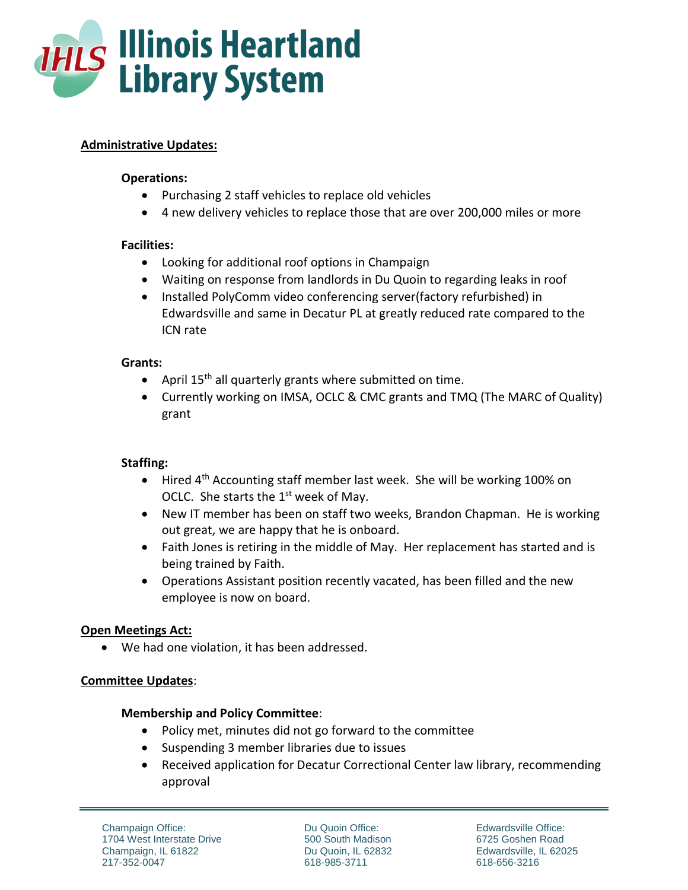**Administrative Updates:**

**Operations:**

- Purchasing 2 staff vehicles to replace old vehicles
- 4 new delivery vehicles to replace those that are over 200,000 miles or more

**Facilities:**

- Looking for additional roof options in Champaign
- Waiting on response from landlords in Du Quoin to regarding leaks in roof
- Installed PolyComm video conferencing server(factory refurbished) in Edwardsville and same in Decatur PL at greatly reduced rate compared to the ICN rate

**Grants:**

- April 15th all quarterly grants where submitted on time.
- Currently working on IMSA, OCLC & CMC grants and TMQ (The MARC of Quality) grant

**Staffing:**

- Hired 4th Accounting staff member last week. She will be working 100% on OCLC. She starts the 1st week of May.
- New IT member has been on staff two weeks, Brandon Chapman. He is working out great, we are happy that he is onboard.
- Faith Jones is retiring in the middle of May. Her replacement has started and is being trained by Faith.
- Operations Assistant position recently vacated, has been filled and the new employee is now on board.

**Open Meetings Act:**

- We had one violation, it has been addressed.

**Committee Updates:**

**Membership and Policy Committee:**

- Policy met, minutes did not go forward to the committee
- Suspending 3 member libraries due to issues
- Received application for Decatur Correctional Center law library, recommending approval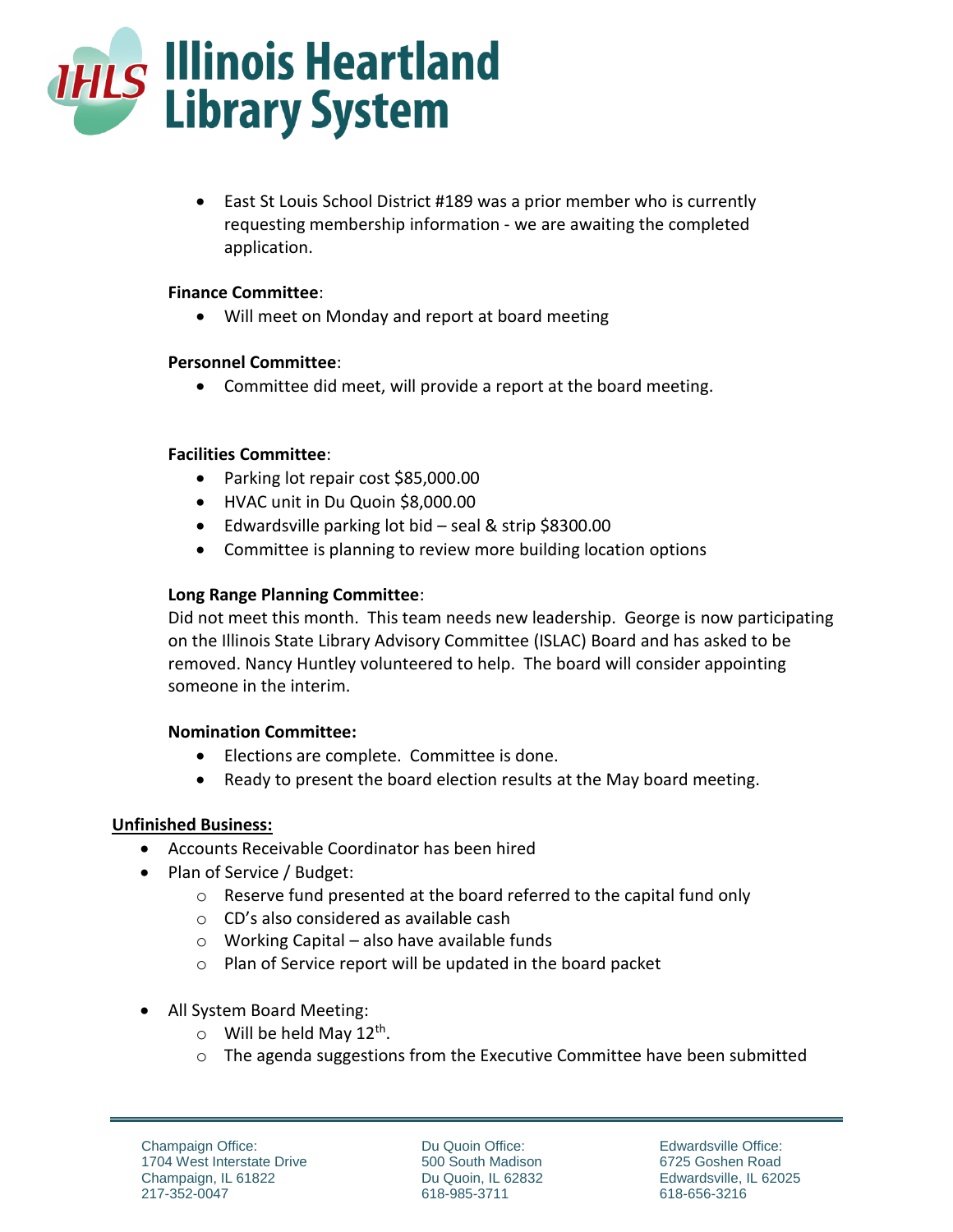- East St Louis School District #189 was a prior member who is currently requesting membership information - we are awaiting the completed application.

**Finance Committee**:

- Will meet on Monday and report at board meeting

**Personnel Committee**:

- Committee did meet, will provide a report at the board meeting.

**Facilities Committee**:

- Parking lot repair cost $85,000.00
- HVAC unit in Du Quoin $8,000.00
- Edwardsville parking lot bid – seal & strip $8300.00
- Committee is planning to review more building location options

**Long Range Planning Committee**:

Did not meet this month. This team needs new leadership. George is now participating on the Illinois State Library Advisory Committee (ISLAC) Board and has asked to be removed. Nancy Huntley volunteered to help. The board will consider appointing someone in the interim.

**Nomination Committee:**

- Elections are complete. Committee is done.
- Ready to present the board election results at the May board meeting.

**<u>Unfinished Business:</u>**

- Accounts Receivable Coordinator has been hired
- Plan of Service / Budget:
  - Reserve fund presented at the board referred to the capital fund only
  - CD's also considered as available cash
  - Working Capital – also have available funds
  - Plan of Service report will be updated in the board packet
- All System Board Meeting:
  - Will be held May 12th.
  - The agenda suggestions from the Executive Committee have been submitted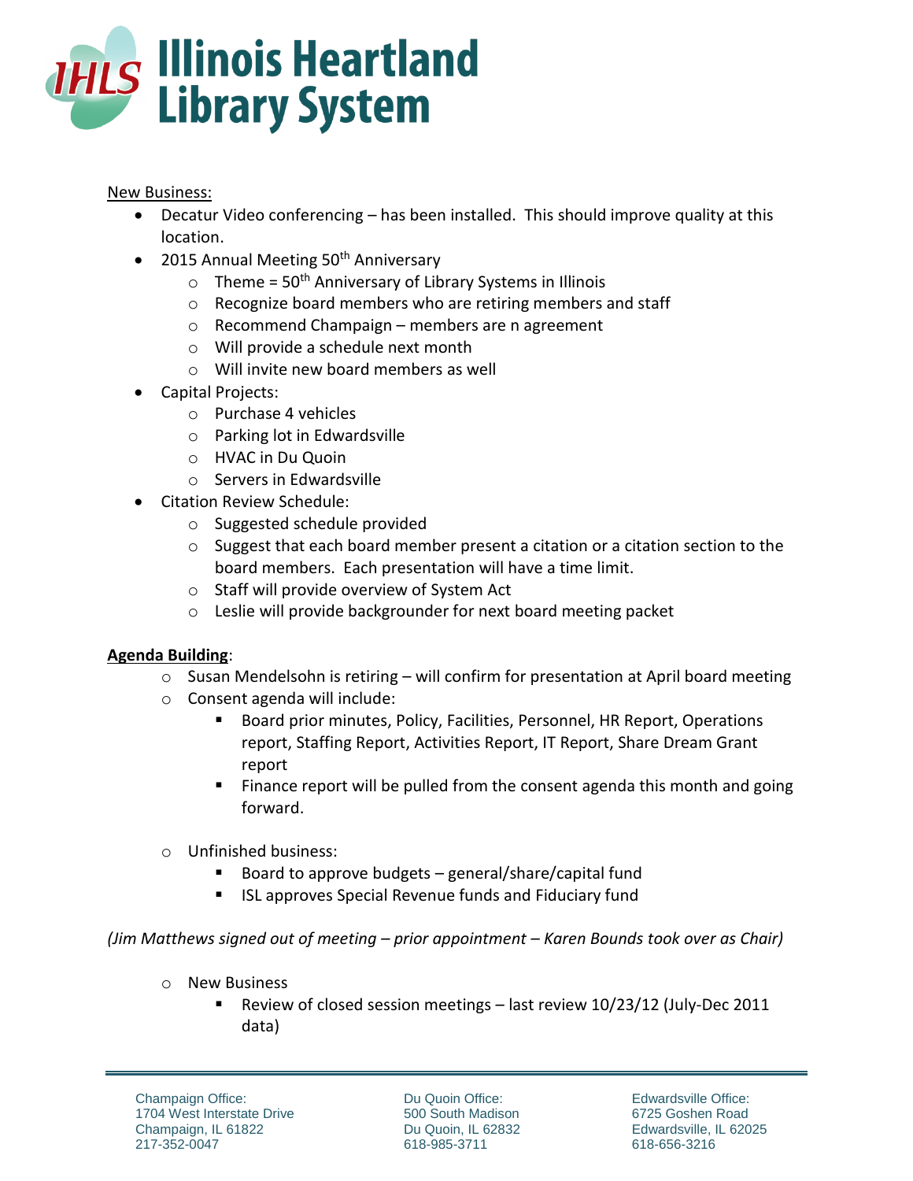New Business:

- Decatur Video conferencing – has been installed. This should improve quality at this location.
- 2015 Annual Meeting 50th Anniversary
  - Theme = 50th Anniversary of Library Systems in Illinois
  - Recognize board members who are retiring members and staff
  - Recommend Champaign – members are n agreement
  - Will provide a schedule next month
  - Will invite new board members as well
- Capital Projects:
  - Purchase 4 vehicles
  - Parking lot in Edwardsville
  - HVAC in Du Quoin
  - Servers in Edwardsville
- Citation Review Schedule:
  - Suggested schedule provided
  - Suggest that each board member present a citation or a citation section to the board members. Each presentation will have a time limit.
  - Staff will provide overview of System Act
  - Leslie will provide backgrounder for next board meeting packet

**Agenda Building**:

- Susan Mendelsohn is retiring – will confirm for presentation at April board meeting
- Consent agenda will include:
  - Board prior minutes, Policy, Facilities, Personnel, HR Report, Operations report, Staffing Report, Activities Report, IT Report, Share Dream Grant report
  - Finance report will be pulled from the consent agenda this month and going forward.

- Unfinished business:
  - Board to approve budgets – general/share/capital fund
  - ISL approves Special Revenue funds and Fiduciary fund

*(Jim Matthews signed out of meeting – prior appointment – Karen Bounds took over as Chair)*

- New Business
  - Review of closed session meetings – last review 10/23/12 (July-Dec 2011 data)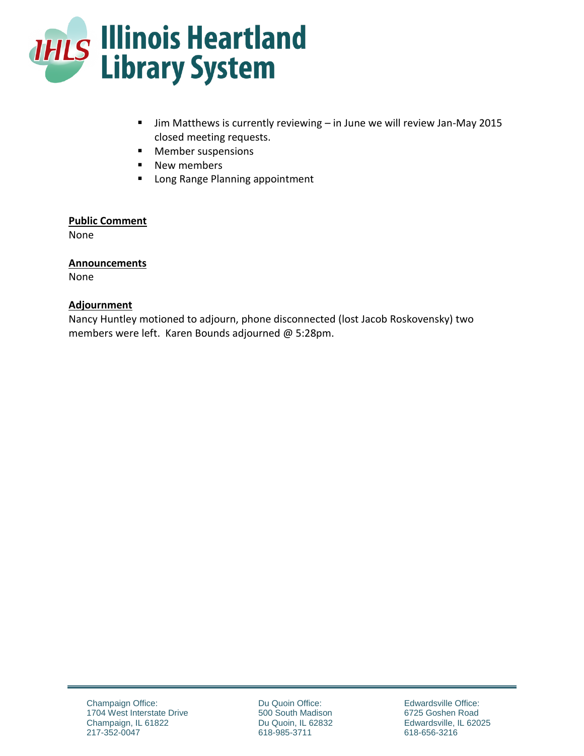- Jim Matthews is currently reviewing – in June we will review Jan-May 2015 closed meeting requests.
- Member suspensions
- New members
- Long Range Planning appointment

**Public Comment**

None

**Announcements**

None

**Adjournment**

Nancy Huntley motioned to adjourn, phone disconnected (lost Jacob Roskovensky) two members were left. Karen Bounds adjourned @ 5:28pm.